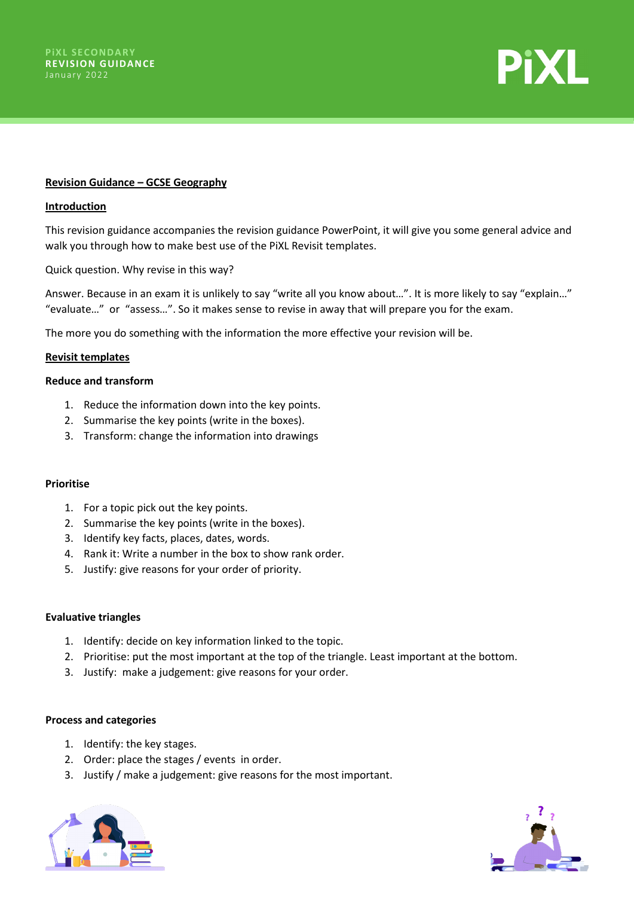PiXL SECONDARY
REVISION GUIDANCE
January 2022

# Revision Guidance – GCSE Geography

## Introduction

This revision guidance accompanies the revision guidance PowerPoint, it will give you some general advice and walk you through how to make best use of the PiXL Revisit templates.

Quick question. Why revise in this way?

Answer. Because in an exam it is unlikely to say "write all you know about…". It is more likely to say "explain…" "evaluate…" or "assess…". So it makes sense to revise in away that will prepare you for the exam.

The more you do something with the information the more effective your revision will be.

## Revisit templates

### Reduce and transform

1. Reduce the information down into the key points.
2. Summarise the key points (write in the boxes).
3. Transform: change the information into drawings

### Prioritise

1. For a topic pick out the key points.
2. Summarise the key points (write in the boxes).
3. Identify key facts, places, dates, words.
4. Rank it: Write a number in the box to show rank order.
5. Justify: give reasons for your order of priority.

### Evaluative triangles

1. Identify: decide on key information linked to the topic.
2. Prioritise: put the most important at the top of the triangle. Least important at the bottom.
3. Justify: make a judgement: give reasons for your order.

### Process and categories

1. Identify: the key stages.
2. Order: place the stages / events in order.
3. Justify / make a judgement: give reasons for the most important.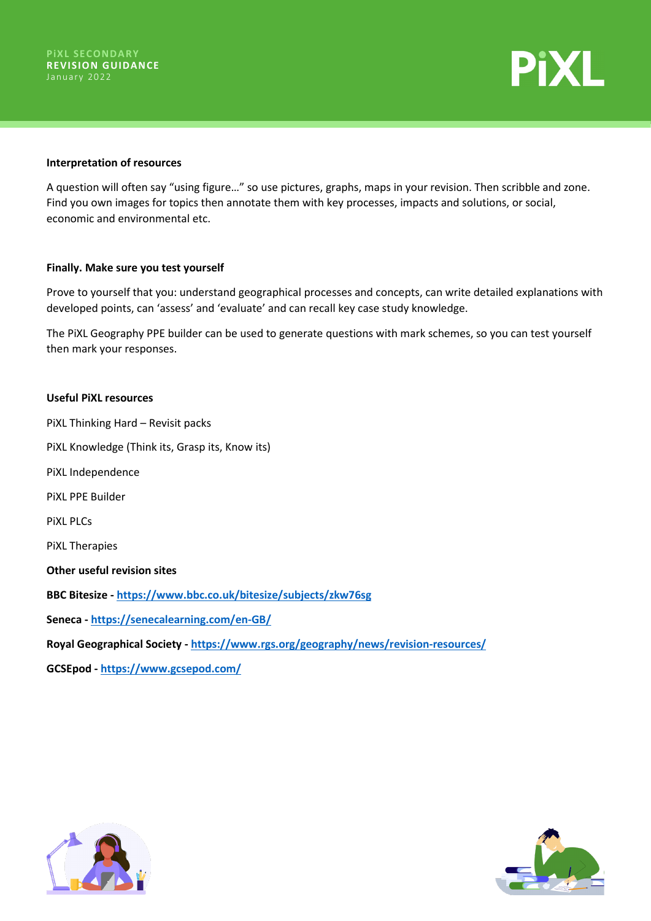**Interpretation of resources**

A question will often say "using figure…" so use pictures, graphs, maps in your revision. Then scribble and zone. Find you own images for topics then annotate them with key processes, impacts and solutions, or social, economic and environmental etc.

**Finally. Make sure you test yourself**

Prove to yourself that you: understand geographical processes and concepts, can write detailed explanations with developed points, can 'assess' and 'evaluate' and can recall key case study knowledge.

The PiXL Geography PPE builder can be used to generate questions with mark schemes, so you can test yourself then mark your responses.

**Useful PiXL resources**

PiXL Thinking Hard – Revisit packs

PiXL Knowledge (Think its, Grasp its, Know its)

PiXL Independence

PiXL PPE Builder

PiXL PLCs

PiXL Therapies

**Other useful revision sites**

**BBC Bitesize** - https://www.bbc.co.uk/bitesize/subjects/zkw76sg

**Seneca** - https://senecalearning.com/en-GB/

**Royal Geographical Society** - https://www.rgs.org/geography/news/revision-resources/

**GCSEpod** - https://www.gcsepod.com/